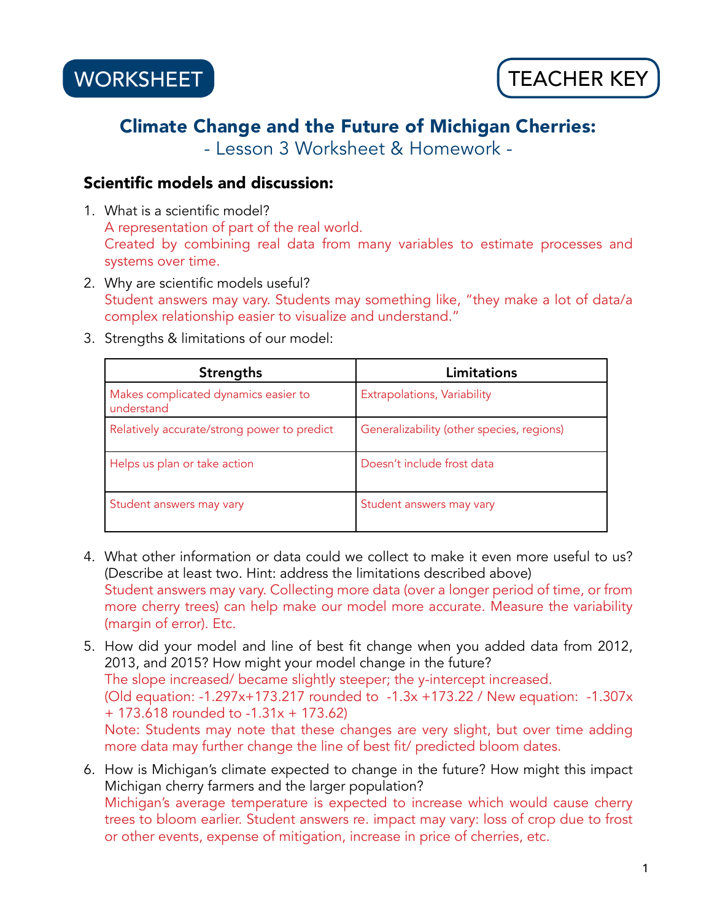WORKSHEET

TEACHER KEY

# Climate Change and the Future of Michigan Cherries:

## - Lesson 3 Worksheet & Homework -

### Scientific models and discussion:

1. What is a scientific model?
   A representation of part of the real world.
   Created by combining real data from many variables to estimate processes and systems over time.
2. Why are scientific models useful?
   Student answers may vary. Students may something like, "they make a lot of data/a complex relationship easier to visualize and understand."
3. Strengths & limitations of our model:

| Strengths | Limitations |
|---|---|
| Makes complicated dynamics easier to understand | Extrapolations, Variability |
| Relatively accurate/strong power to predict | Generalizability (other species, regions) |
| Helps us plan or take action | Doesn't include frost data |
| Student answers may vary | Student answers may vary |

4. What other information or data could we collect to make it even more useful to us? (Describe at least two. Hint: address the limitations described above)
   Student answers may vary. Collecting more data (over a longer period of time, or from more cherry trees) can help make our model more accurate. Measure the variability (margin of error). Etc.
5. How did your model and line of best fit change when you added data from 2012, 2013, and 2015? How might your model change in the future?
   The slope increased/ became slightly steeper; the y-intercept increased.
   (Old equation: $-1.297x+173.217$ rounded to $-1.3x+173.22$ / New equation: $-1.307x+173.618$ rounded to $-1.31x+173.62$)
   Note: Students may note that these changes are very slight, but over time adding more data may further change the line of best fit/ predicted bloom dates.
6. How is Michigan's climate expected to change in the future? How might this impact Michigan cherry farmers and the larger population?
   Michigan's average temperature is expected to increase which would cause cherry trees to bloom earlier. Student answers re. impact may vary: loss of crop due to frost or other events, expense of mitigation, increase in price of cherries, etc.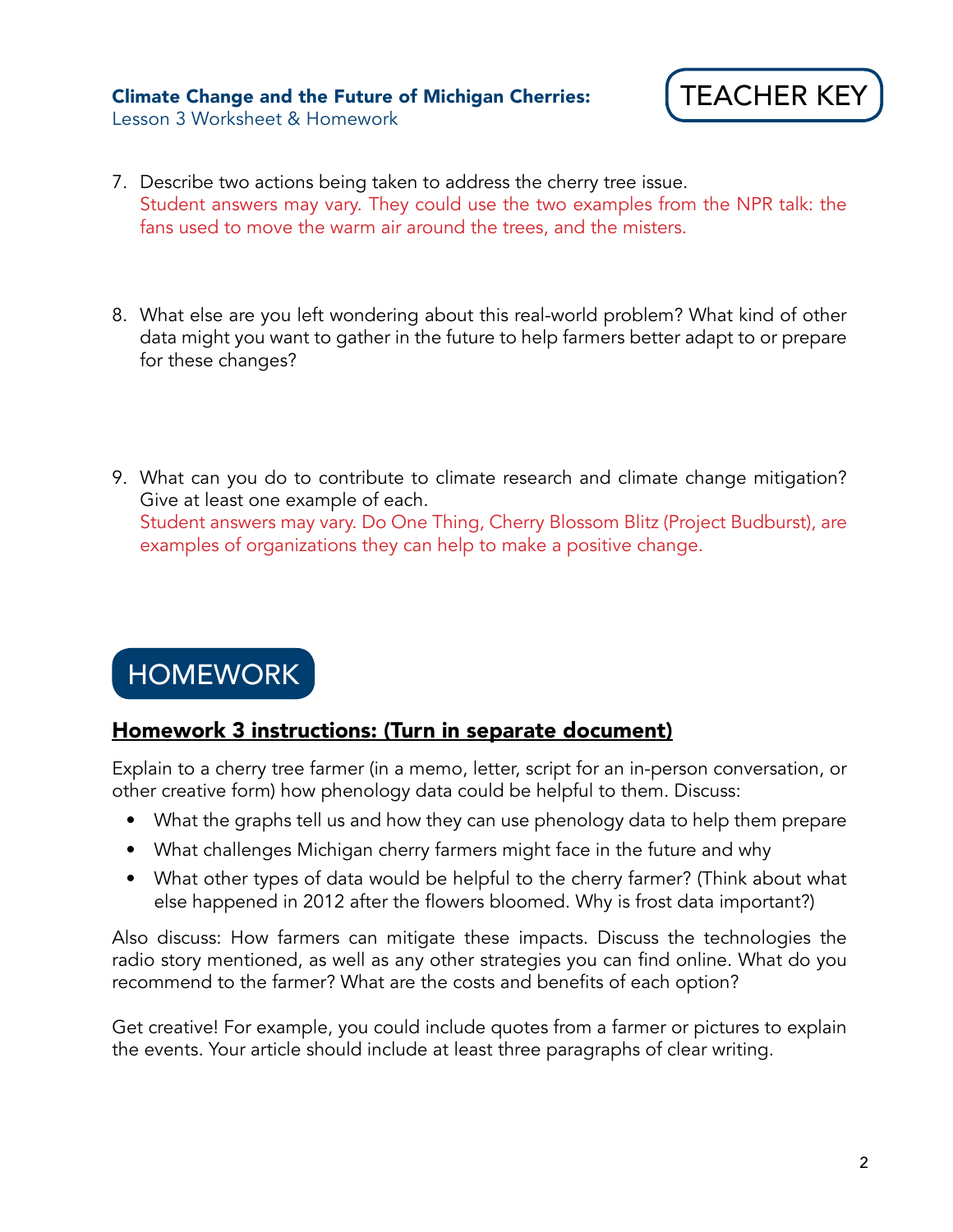7. Describe two actions being taken to address the cherry tree issue.
   Student answers may vary. They could use the two examples from the NPR talk: the fans used to move the warm air around the trees, and the misters.

8. What else are you left wondering about this real-world problem? What kind of other data might you want to gather in the future to help farmers better adapt to or prepare for these changes?

9. What can you do to contribute to climate research and climate change mitigation? Give at least one example of each.
   Student answers may vary. Do One Thing, Cherry Blossom Blitz (Project Budburst), are examples of organizations they can help to make a positive change.

## HOMEWORK

### Homework 3 instructions: (Turn in separate document)

Explain to a cherry tree farmer (in a memo, letter, script for an in-person conversation, or other creative form) how phenology data could be helpful to them. Discuss:

- What the graphs tell us and how they can use phenology data to help them prepare
- What challenges Michigan cherry farmers might face in the future and why
- What other types of data would be helpful to the cherry farmer? (Think about what else happened in 2012 after the flowers bloomed. Why is frost data important?)

Also discuss: How farmers can mitigate these impacts. Discuss the technologies the radio story mentioned, as well as any other strategies you can find online. What do you recommend to the farmer? What are the costs and benefits of each option?

Get creative! For example, you could include quotes from a farmer or pictures to explain the events. Your article should include at least three paragraphs of clear writing.